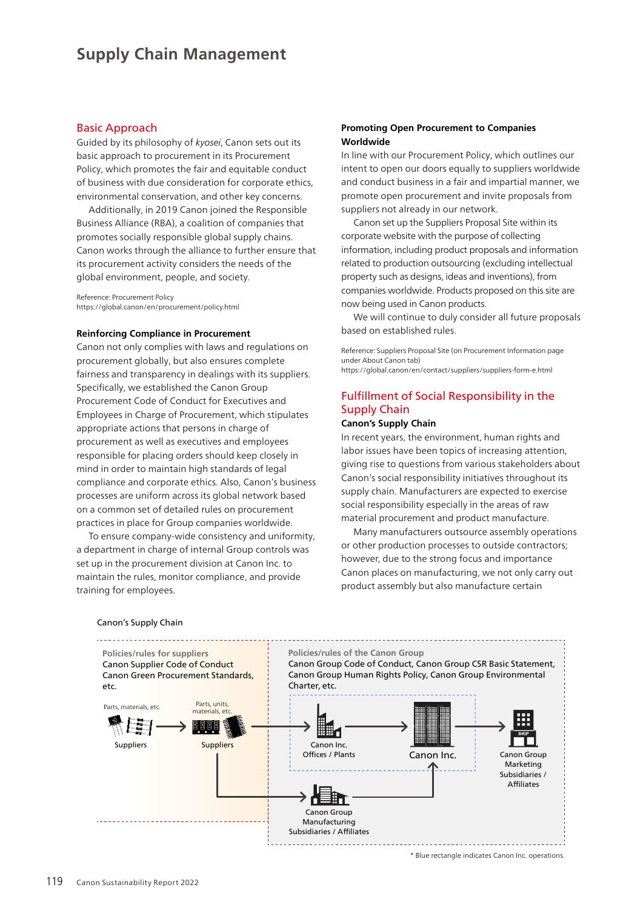# Supply Chain Management

## Basic Approach

Guided by its philosophy of *kyosei*, Canon sets out its basic approach to procurement in its Procurement Policy, which promotes the fair and equitable conduct of business with due consideration for corporate ethics, environmental conservation, and other key concerns.

Additionally, in 2019 Canon joined the Responsible Business Alliance (RBA), a coalition of companies that promotes socially responsible global supply chains. Canon works through the alliance to further ensure that its procurement activity considers the needs of the global environment, people, and society.

Reference: Procurement Policy
https://global.canon/en/procurement/policy.html

### Reinforcing Compliance in Procurement

Canon not only complies with laws and regulations on procurement globally, but also ensures complete fairness and transparency in dealings with its suppliers. Specifically, we established the Canon Group Procurement Code of Conduct for Executives and Employees in Charge of Procurement, which stipulates appropriate actions that persons in charge of procurement as well as executives and employees responsible for placing orders should keep closely in mind in order to maintain high standards of legal compliance and corporate ethics. Also, Canon's business processes are uniform across its global network based on a common set of detailed rules on procurement practices in place for Group companies worldwide.

To ensure company-wide consistency and uniformity, a department in charge of internal Group controls was set up in the procurement division at Canon Inc. to maintain the rules, monitor compliance, and provide training for employees.

### Promoting Open Procurement to Companies Worldwide

In line with our Procurement Policy, which outlines our intent to open our doors equally to suppliers worldwide and conduct business in a fair and impartial manner, we promote open procurement and invite proposals from suppliers not already in our network.

Canon set up the Suppliers Proposal Site within its corporate website with the purpose of collecting information, including product proposals and information related to production outsourcing (excluding intellectual property such as designs, ideas and inventions), from companies worldwide. Products proposed on this site are now being used in Canon products.

We will continue to duly consider all future proposals based on established rules.

Reference: Suppliers Proposal Site (on Procurement Information page under About Canon tab)
https://global.canon/en/contact/suppliers/suppliers-form-e.html

## Fulfillment of Social Responsibility in the Supply Chain

### Canon's Supply Chain

In recent years, the environment, human rights and labor issues have been topics of increasing attention, giving rise to questions from various stakeholders about Canon's social responsibility initiatives throughout its supply chain. Manufacturers are expected to exercise social responsibility especially in the areas of raw material procurement and product manufacture.

Many manufacturers outsource assembly operations or other production processes to outside contractors; however, due to the strong focus and importance Canon places on manufacturing, we not only carry out product assembly but also manufacture certain

Canon's Supply Chain

Policies/rules for suppliers
Canon Supplier Code of Conduct
Canon Green Procurement Standards, etc.

Policies/rules of the Canon Group
Canon Group Code of Conduct, Canon Group CSR Basic Statement, Canon Group Human Rights Policy, Canon Group Environmental Charter, etc.

Parts, materials, etc. → Suppliers → Parts, units, materials, etc. → Suppliers → Canon Inc. Offices / Plants → Canon Inc. → Canon Group Marketing Subsidiaries / Affiliates

Suppliers → Canon Group Manufacturing Subsidiaries / Affiliates → Canon Inc.

\* Blue rectangle indicates Canon Inc. operations.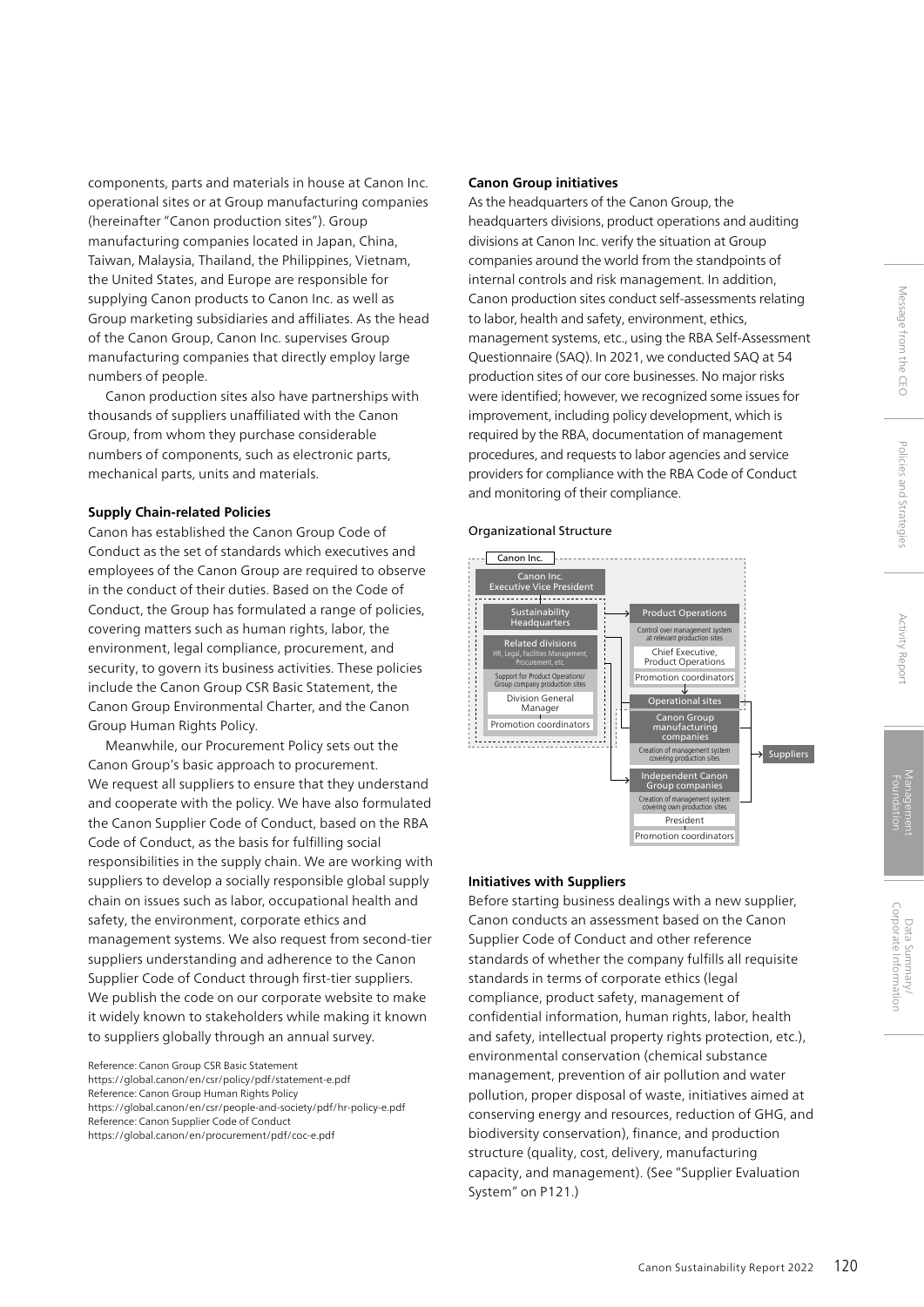components, parts and materials in house at Canon Inc. operational sites or at Group manufacturing companies (hereinafter "Canon production sites"). Group manufacturing companies located in Japan, China, Taiwan, Malaysia, Thailand, the Philippines, Vietnam, the United States, and Europe are responsible for supplying Canon products to Canon Inc. as well as Group marketing subsidiaries and affiliates. As the head of the Canon Group, Canon Inc. supervises Group manufacturing companies that directly employ large numbers of people.

Canon production sites also have partnerships with thousands of suppliers unaffiliated with the Canon Group, from whom they purchase considerable numbers of components, such as electronic parts, mechanical parts, units and materials.

**Supply Chain-related Policies**

Canon has established the Canon Group Code of Conduct as the set of standards which executives and employees of the Canon Group are required to observe in the conduct of their duties. Based on the Code of Conduct, the Group has formulated a range of policies, covering matters such as human rights, labor, the environment, legal compliance, procurement, and security, to govern its business activities. These policies include the Canon Group CSR Basic Statement, the Canon Group Environmental Charter, and the Canon Group Human Rights Policy.

Meanwhile, our Procurement Policy sets out the Canon Group's basic approach to procurement. We request all suppliers to ensure that they understand and cooperate with the policy. We have also formulated the Canon Supplier Code of Conduct, based on the RBA Code of Conduct, as the basis for fulfilling social responsibilities in the supply chain. We are working with suppliers to develop a socially responsible global supply chain on issues such as labor, occupational health and safety, the environment, corporate ethics and management systems. We also request from second-tier suppliers understanding and adherence to the Canon Supplier Code of Conduct through first-tier suppliers. We publish the code on our corporate website to make it widely known to stakeholders while making it known to suppliers globally through an annual survey.

Reference: Canon Group CSR Basic Statement
https://global.canon/en/csr/policy/pdf/statement-e.pdf
Reference: Canon Group Human Rights Policy
https://global.canon/en/csr/people-and-society/pdf/hr-policy-e.pdf
Reference: Canon Supplier Code of Conduct
https://global.canon/en/procurement/pdf/coc-e.pdf

**Canon Group initiatives**

As the headquarters of the Canon Group, the headquarters divisions, product operations and auditing divisions at Canon Inc. verify the situation at Group companies around the world from the standpoints of internal controls and risk management. In addition, Canon production sites conduct self-assessments relating to labor, health and safety, environment, ethics, management systems, etc., using the RBA Self-Assessment Questionnaire (SAQ). In 2021, we conducted SAQ at 54 production sites of our core businesses. No major risks were identified; however, we recognized some issues for improvement, including policy development, which is required by the RBA, documentation of management procedures, and requests to labor agencies and service providers for compliance with the RBA Code of Conduct and monitoring of their compliance.

Organizational Structure

Canon Inc.
Canon Inc. Executive Vice President
Sustainability Headquarters
Related divisions (HR, Legal, Facilities Management, Procurement, etc.)
Support for Product Operations/ Group company production sites
Division General Manager
Promotion coordinators

Product Operations
Control over management system at relevant production sites
Chief Executive, Product Operations
Promotion coordinators

Operational sites
Canon Group manufacturing companies
Creation of management system covering production sites

Independent Canon Group companies
Creation of management system covering own production sites
President
Promotion coordinators

Suppliers

**Initiatives with Suppliers**

Before starting business dealings with a new supplier, Canon conducts an assessment based on the Canon Supplier Code of Conduct and other reference standards of whether the company fulfills all requisite standards in terms of corporate ethics (legal compliance, product safety, management of confidential information, human rights, labor, health and safety, intellectual property rights protection, etc.), environmental conservation (chemical substance management, prevention of air pollution and water pollution, proper disposal of waste, initiatives aimed at conserving energy and resources, reduction of GHG, and biodiversity conservation), finance, and production structure (quality, cost, delivery, manufacturing capacity, and management). (See "Supplier Evaluation System" on P121.)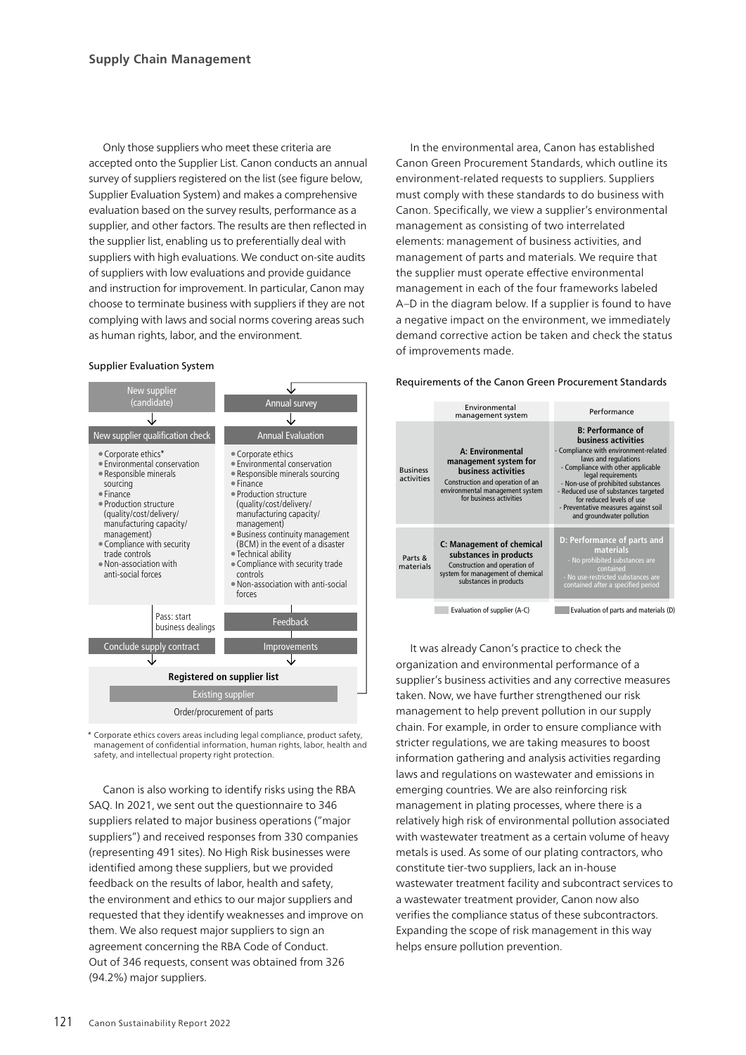## Supply Chain Management

Only those suppliers who meet these criteria are accepted onto the Supplier List. Canon conducts an annual survey of suppliers registered on the list (see figure below, Supplier Evaluation System) and makes a comprehensive evaluation based on the survey results, performance as a supplier, and other factors. The results are then reflected in the supplier list, enabling us to preferentially deal with suppliers with high evaluations. We conduct on-site audits of suppliers with low evaluations and provide guidance and instruction for improvement. In particular, Canon may choose to terminate business with suppliers if they are not complying with laws and social norms covering areas such as human rights, labor, and the environment.

**Supplier Evaluation System**

New supplier (candidate)
↓
New supplier qualification check
- Corporate ethics*
- Environmental conservation
- Responsible minerals sourcing
- Finance
- Production structure (quality/cost/delivery/manufacturing capacity/management)
- Compliance with security trade controls
- Non-association with anti-social forces

Pass: start business dealings
↓
Conclude supply contract
↓
Registered on supplier list
Existing supplier
Order/procurement of parts

Annual survey
↓
Annual Evaluation
- Corporate ethics
- Environmental conservation
- Responsible minerals sourcing
- Finance
- Production structure (quality/cost/delivery/manufacturing capacity/management)
- Business continuity management (BCM) in the event of a disaster
- Technical ability
- Compliance with security trade controls
- Non-association with anti-social forces

Feedback
Improvements
↓
Registered on supplier list

\* Corporate ethics covers areas including legal compliance, product safety, management of confidential information, human rights, labor, health and safety, and intellectual property right protection.

Canon is also working to identify risks using the RBA SAQ. In 2021, we sent out the questionnaire to 346 suppliers related to major business operations ("major suppliers") and received responses from 330 companies (representing 491 sites). No High Risk businesses were identified among these suppliers, but we provided feedback on the results of labor, health and safety, the environment and ethics to our major suppliers and requested that they identify weaknesses and improve on them. We also request major suppliers to sign an agreement concerning the RBA Code of Conduct. Out of 346 requests, consent was obtained from 326 (94.2%) major suppliers.

In the environmental area, Canon has established Canon Green Procurement Standards, which outline its environment-related requests to suppliers. Suppliers must comply with these standards to do business with Canon. Specifically, we view a supplier's environmental management as consisting of two interrelated elements: management of business activities, and management of parts and materials. We require that the supplier must operate effective environmental management in each of the four frameworks labeled A–D in the diagram below. If a supplier is found to have a negative impact on the environment, we immediately demand corrective action be taken and check the status of improvements made.

**Requirements of the Canon Green Procurement Standards**

| | Environmental management system | Performance |
|---|---|---|
| Business activities | **A: Environmental management system for business activities** Construction and operation of an environmental management system for business activities | **B: Performance of business activities** - Compliance with environment-related laws and regulations - Compliance with other applicable legal requirements - Non-use of prohibited substances - Reduced use of substances targeted for reduced levels of use - Preventative measures against soil and groundwater pollution |
| Parts & materials | **C: Management of chemical substances in products** Construction and operation of system for management of chemical substances in products | **D: Performance of parts and materials** - No prohibited substances are contained - No use-restricted substances are contained after a specified period |

Evaluation of supplier (A-C) / Evaluation of parts and materials (D)

It was already Canon's practice to check the organization and environmental performance of a supplier's business activities and any corrective measures taken. Now, we have further strengthened our risk management to help prevent pollution in our supply chain. For example, in order to ensure compliance with stricter regulations, we are taking measures to boost information gathering and analysis activities regarding laws and regulations on wastewater and emissions in emerging countries. We are also reinforcing risk management in plating processes, where there is a relatively high risk of environmental pollution associated with wastewater treatment as a certain volume of heavy metals is used. As some of our plating contractors, who constitute tier-two suppliers, lack an in-house wastewater treatment facility and subcontract services to a wastewater treatment provider, Canon now also verifies the compliance status of these subcontractors. Expanding the scope of risk management in this way helps ensure pollution prevention.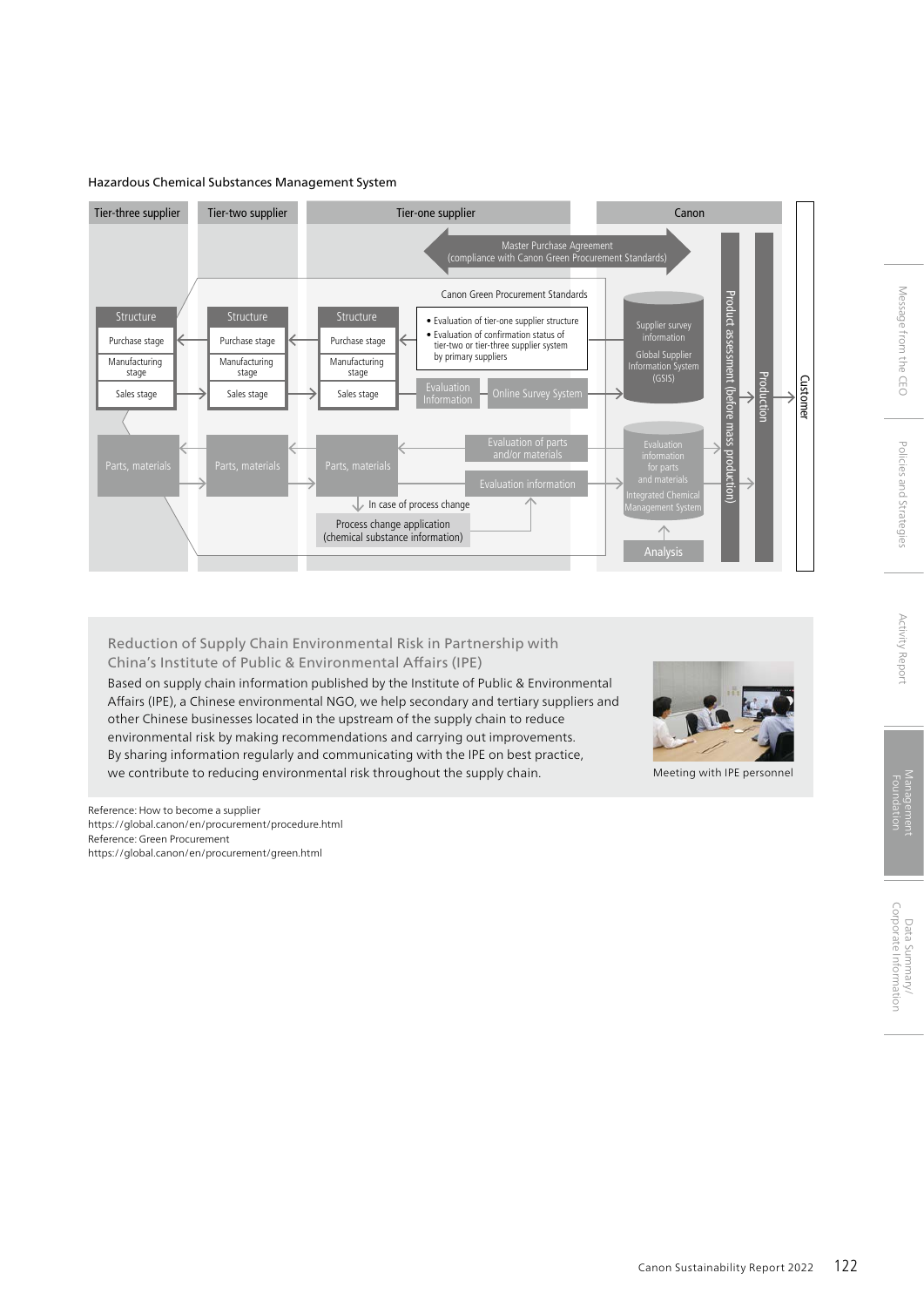Hazardous Chemical Substances Management System

Tier-three supplier | Tier-two supplier | Tier-one supplier | Canon

Master Purchase Agreement (compliance with Canon Green Procurement Standards)

Canon Green Procurement Standards

- Evaluation of tier-one supplier structure
- Evaluation of confirmation status of tier-two or tier-three supplier system by primary suppliers

Structure: Purchase stage, Manufacturing stage, Sales stage

Evaluation Information — Online Survey System

Supplier survey information — Global Supplier Information System (GSIS)

Parts, materials

Evaluation of parts and/or materials

Evaluation information

In case of process change

Process change application (chemical substance information)

Evaluation information for parts and materials — Integrated Chemical Management System

Analysis

Product assessment (before mass production) → Production → Customer

## Reduction of Supply Chain Environmental Risk in Partnership with China's Institute of Public & Environmental Affairs (IPE)

Based on supply chain information published by the Institute of Public & Environmental Affairs (IPE), a Chinese environmental NGO, we help secondary and tertiary suppliers and other Chinese businesses located in the upstream of the supply chain to reduce environmental risk by making recommendations and carrying out improvements. By sharing information regularly and communicating with the IPE on best practice, we contribute to reducing environmental risk throughout the supply chain.

Meeting with IPE personnel

Reference: How to become a supplier
https://global.canon/en/procurement/procedure.html
Reference: Green Procurement
https://global.canon/en/procurement/green.html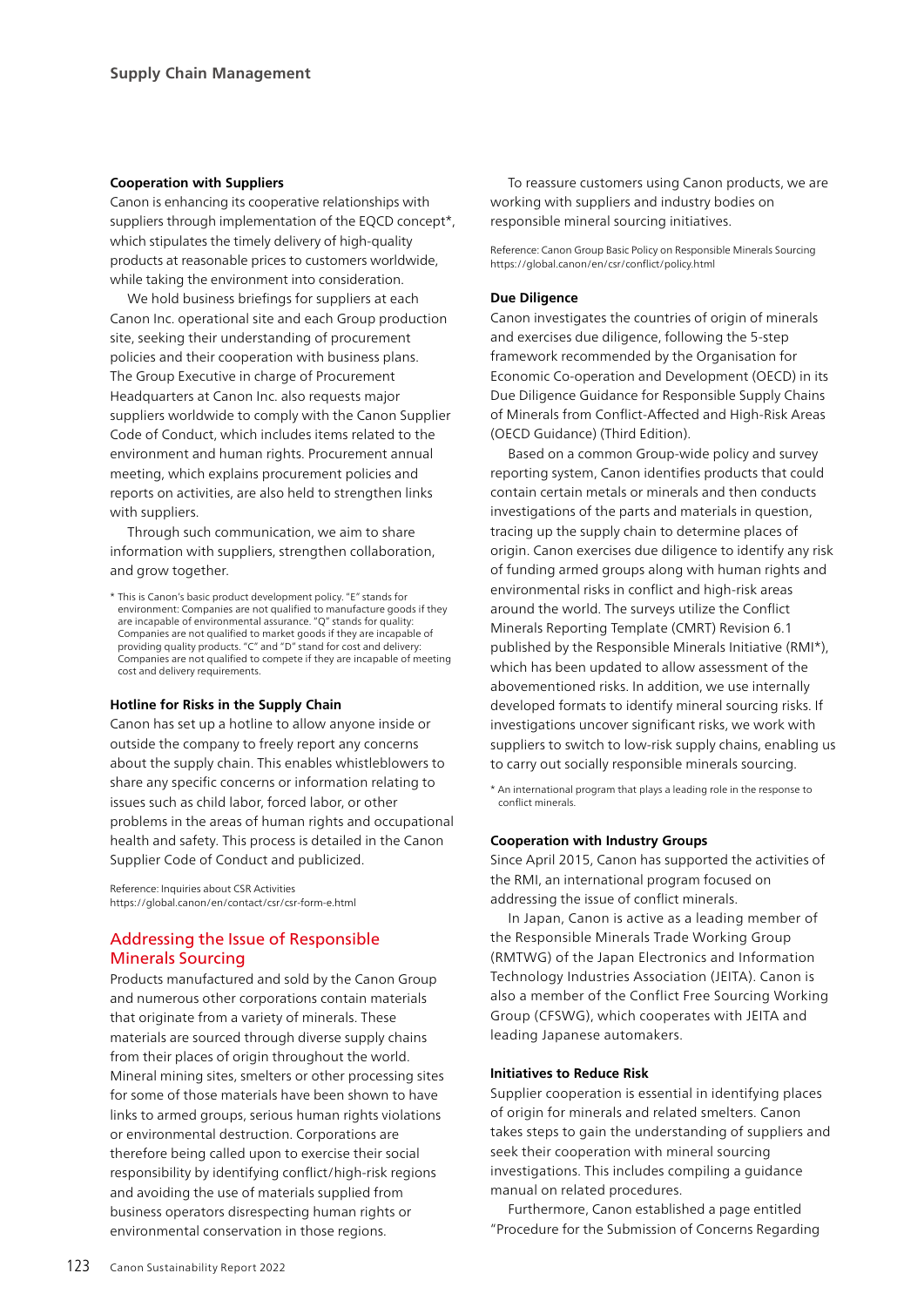## Supply Chain Management

### Cooperation with Suppliers

Canon is enhancing its cooperative relationships with suppliers through implementation of the EQCD concept*, which stipulates the timely delivery of high-quality products at reasonable prices to customers worldwide, while taking the environment into consideration.

We hold business briefings for suppliers at each Canon Inc. operational site and each Group production site, seeking their understanding of procurement policies and their cooperation with business plans. The Group Executive in charge of Procurement Headquarters at Canon Inc. also requests major suppliers worldwide to comply with the Canon Supplier Code of Conduct, which includes items related to the environment and human rights. Procurement annual meeting, which explains procurement policies and reports on activities, are also held to strengthen links with suppliers.

Through such communication, we aim to share information with suppliers, strengthen collaboration, and grow together.

\* This is Canon's basic product development policy. "E" stands for environment: Companies are not qualified to manufacture goods if they are incapable of environmental assurance. "Q" stands for quality: Companies are not qualified to market goods if they are incapable of providing quality products. "C" and "D" stand for cost and delivery: Companies are not qualified to compete if they are incapable of meeting cost and delivery requirements.

### Hotline for Risks in the Supply Chain

Canon has set up a hotline to allow anyone inside or outside the company to freely report any concerns about the supply chain. This enables whistleblowers to share any specific concerns or information relating to issues such as child labor, forced labor, or other problems in the areas of human rights and occupational health and safety. This process is detailed in the Canon Supplier Code of Conduct and publicized.

Reference: Inquiries about CSR Activities
https://global.canon/en/contact/csr/csr-form-e.html

## Addressing the Issue of Responsible Minerals Sourcing

Products manufactured and sold by the Canon Group and numerous other corporations contain materials that originate from a variety of minerals. These materials are sourced through diverse supply chains from their places of origin throughout the world. Mineral mining sites, smelters or other processing sites for some of those materials have been shown to have links to armed groups, serious human rights violations or environmental destruction. Corporations are therefore being called upon to exercise their social responsibility by identifying conflict/high-risk regions and avoiding the use of materials supplied from business operators disrespecting human rights or environmental conservation in those regions.

To reassure customers using Canon products, we are working with suppliers and industry bodies on responsible mineral sourcing initiatives.

Reference: Canon Group Basic Policy on Responsible Minerals Sourcing
https://global.canon/en/csr/conflict/policy.html

### Due Diligence

Canon investigates the countries of origin of minerals and exercises due diligence, following the 5-step framework recommended by the Organisation for Economic Co-operation and Development (OECD) in its Due Diligence Guidance for Responsible Supply Chains of Minerals from Conflict-Affected and High-Risk Areas (OECD Guidance) (Third Edition).

Based on a common Group-wide policy and survey reporting system, Canon identifies products that could contain certain metals or minerals and then conducts investigations of the parts and materials in question, tracing up the supply chain to determine places of origin. Canon exercises due diligence to identify any risk of funding armed groups along with human rights and environmental risks in conflict and high-risk areas around the world. The surveys utilize the Conflict Minerals Reporting Template (CMRT) Revision 6.1 published by the Responsible Minerals Initiative (RMI*), which has been updated to allow assessment of the abovementioned risks. In addition, we use internally developed formats to identify mineral sourcing risks. If investigations uncover significant risks, we work with suppliers to switch to low-risk supply chains, enabling us to carry out socially responsible minerals sourcing.

\* An international program that plays a leading role in the response to conflict minerals.

### Cooperation with Industry Groups

Since April 2015, Canon has supported the activities of the RMI, an international program focused on addressing the issue of conflict minerals.

In Japan, Canon is active as a leading member of the Responsible Minerals Trade Working Group (RMTWG) of the Japan Electronics and Information Technology Industries Association (JEITA). Canon is also a member of the Conflict Free Sourcing Working Group (CFSWG), which cooperates with JEITA and leading Japanese automakers.

### Initiatives to Reduce Risk

Supplier cooperation is essential in identifying places of origin for minerals and related smelters. Canon takes steps to gain the understanding of suppliers and seek their cooperation with mineral sourcing investigations. This includes compiling a guidance manual on related procedures.

Furthermore, Canon established a page entitled "Procedure for the Submission of Concerns Regarding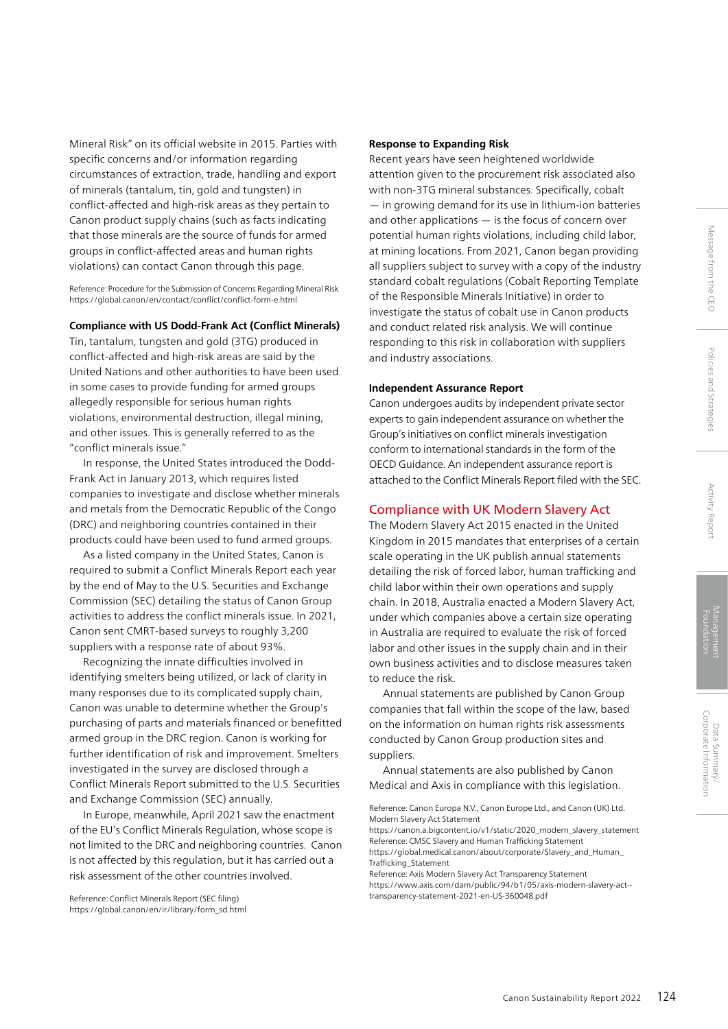Mineral Risk" on its official website in 2015. Parties with specific concerns and/or information regarding circumstances of extraction, trade, handling and export of minerals (tantalum, tin, gold and tungsten) in conflict-affected and high-risk areas as they pertain to Canon product supply chains (such as facts indicating that those minerals are the source of funds for armed groups in conflict-affected areas and human rights violations) can contact Canon through this page.

Reference: Procedure for the Submission of Concerns Regarding Mineral Risk
https://global.canon/en/contact/conflict/conflict-form-e.html

**Compliance with US Dodd-Frank Act (Conflict Minerals)**

Tin, tantalum, tungsten and gold (3TG) produced in conflict-affected and high-risk areas are said by the United Nations and other authorities to have been used in some cases to provide funding for armed groups allegedly responsible for serious human rights violations, environmental destruction, illegal mining, and other issues. This is generally referred to as the "conflict minerals issue."

In response, the United States introduced the Dodd-Frank Act in January 2013, which requires listed companies to investigate and disclose whether minerals and metals from the Democratic Republic of the Congo (DRC) and neighboring countries contained in their products could have been used to fund armed groups.

As a listed company in the United States, Canon is required to submit a Conflict Minerals Report each year by the end of May to the U.S. Securities and Exchange Commission (SEC) detailing the status of Canon Group activities to address the conflict minerals issue. In 2021, Canon sent CMRT-based surveys to roughly 3,200 suppliers with a response rate of about 93%.

Recognizing the innate difficulties involved in identifying smelters being utilized, or lack of clarity in many responses due to its complicated supply chain, Canon was unable to determine whether the Group's purchasing of parts and materials financed or benefitted armed group in the DRC region. Canon is working for further identification of risk and improvement. Smelters investigated in the survey are disclosed through a Conflict Minerals Report submitted to the U.S. Securities and Exchange Commission (SEC) annually.

In Europe, meanwhile, April 2021 saw the enactment of the EU's Conflict Minerals Regulation, whose scope is not limited to the DRC and neighboring countries. Canon is not affected by this regulation, but it has carried out a risk assessment of the other countries involved.

Reference: Conflict Minerals Report (SEC filing)
https://global.canon/en/ir/library/form_sd.html

**Response to Expanding Risk**

Recent years have seen heightened worldwide attention given to the procurement risk associated also with non-3TG mineral substances. Specifically, cobalt — in growing demand for its use in lithium-ion batteries and other applications — is the focus of concern over potential human rights violations, including child labor, at mining locations. From 2021, Canon began providing all suppliers subject to survey with a copy of the industry standard cobalt regulations (Cobalt Reporting Template of the Responsible Minerals Initiative) in order to investigate the status of cobalt use in Canon products and conduct related risk analysis. We will continue responding to this risk in collaboration with suppliers and industry associations.

**Independent Assurance Report**

Canon undergoes audits by independent private sector experts to gain independent assurance on whether the Group's initiatives on conflict minerals investigation conform to international standards in the form of the OECD Guidance. An independent assurance report is attached to the Conflict Minerals Report filed with the SEC.

## Compliance with UK Modern Slavery Act

The Modern Slavery Act 2015 enacted in the United Kingdom in 2015 mandates that enterprises of a certain scale operating in the UK publish annual statements detailing the risk of forced labor, human trafficking and child labor within their own operations and supply chain. In 2018, Australia enacted a Modern Slavery Act, under which companies above a certain size operating in Australia are required to evaluate the risk of forced labor and other issues in the supply chain and in their own business activities and to disclose measures taken to reduce the risk.

Annual statements are published by Canon Group companies that fall within the scope of the law, based on the information on human rights risk assessments conducted by Canon Group production sites and suppliers.

Annual statements are also published by Canon Medical and Axis in compliance with this legislation.

Reference: Canon Europa N.V., Canon Europe Ltd., and Canon (UK) Ltd. Modern Slavery Act Statement
https://canon.a.bigcontent.io/v1/static/2020_modern_slavery_statement
Reference: CMSC Slavery and Human Trafficking Statement
https://global.medical.canon/about/corporate/Slavery_and_Human_Trafficking_Statement
Reference: Axis Modern Slavery Act Transparency Statement
https://www.axis.com/dam/public/94/b1/05/axis-modern-slavery-act--transparency-statement-2021-en-US-360048.pdf